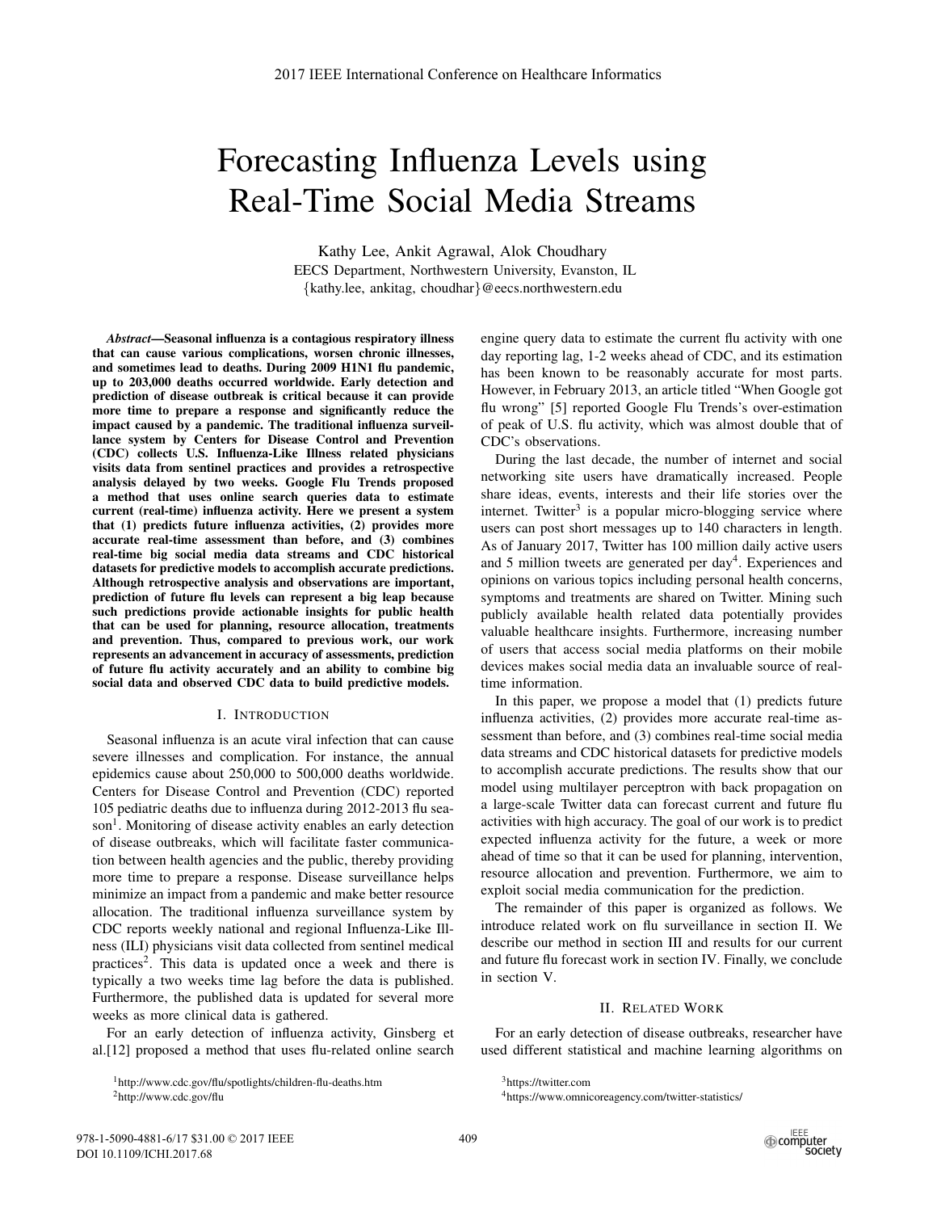# Forecasting Influenza Levels using Real-Time Social Media Streams

Kathy Lee, Ankit Agrawal, Alok Choudhary
EECS Department, Northwestern University, Evanston, IL
{kathy.lee, ankitag, choudhar}@eecs.northwestern.edu

***Abstract*—Seasonal influenza is a contagious respiratory illness that can cause various complications, worsen chronic illnesses, and sometimes lead to deaths. During 2009 H1N1 flu pandemic, up to 203,000 deaths occurred worldwide. Early detection and prediction of disease outbreak is critical because it can provide more time to prepare a response and significantly reduce the impact caused by a pandemic. The traditional influenza surveillance system by Centers for Disease Control and Prevention (CDC) collects U.S. Influenza-Like Illness related physicians visits data from sentinel practices and provides a retrospective analysis delayed by two weeks. Google Flu Trends proposed a method that uses online search queries data to estimate current (real-time) influenza activity. Here we present a system that (1) predicts future influenza activities, (2) provides more accurate real-time assessment than before, and (3) combines real-time big social media data streams and CDC historical datasets for predictive models to accomplish accurate predictions. Although retrospective analysis and observations are important, prediction of future flu levels can represent a big leap because such predictions provide actionable insights for public health that can be used for planning, resource allocation, treatments and prevention. Thus, compared to previous work, our work represents an advancement in accuracy of assessments, prediction of future flu activity accurately and an ability to combine big social data and observed CDC data to build predictive models.**

## I. Introduction

Seasonal influenza is an acute viral infection that can cause severe illnesses and complication. For instance, the annual epidemics cause about 250,000 to 500,000 deaths worldwide. Centers for Disease Control and Prevention (CDC) reported 105 pediatric deaths due to influenza during 2012-2013 flu season[1]. Monitoring of disease activity enables an early detection of disease outbreaks, which will facilitate faster communication between health agencies and the public, thereby providing more time to prepare a response. Disease surveillance helps minimize an impact from a pandemic and make better resource allocation. The traditional influenza surveillance system by CDC reports weekly national and regional Influenza-Like Illness (ILI) physicians visit data collected from sentinel medical practices[2]. This data is updated once a week and there is typically a two weeks time lag before the data is published. Furthermore, the published data is updated for several more weeks as more clinical data is gathered.

For an early detection of influenza activity, Ginsberg et al.[12] proposed a method that uses flu-related online search engine query data to estimate the current flu activity with one day reporting lag, 1-2 weeks ahead of CDC, and its estimation has been known to be reasonably accurate for most parts. However, in February 2013, an article titled "When Google got flu wrong" [5] reported Google Flu Trends's over-estimation of peak of U.S. flu activity, which was almost double that of CDC's observations.

During the last decade, the number of internet and social networking site users have dramatically increased. People share ideas, events, interests and their life stories over the internet. Twitter[3] is a popular micro-blogging service where users can post short messages up to 140 characters in length. As of January 2017, Twitter has 100 million daily active users and 5 million tweets are generated per day[4]. Experiences and opinions on various topics including personal health concerns, symptoms and treatments are shared on Twitter. Mining such publicly available health related data potentially provides valuable healthcare insights. Furthermore, increasing number of users that access social media platforms on their mobile devices makes social media data an invaluable source of real-time information.

In this paper, we propose a model that (1) predicts future influenza activities, (2) provides more accurate real-time assessment than before, and (3) combines real-time social media data streams and CDC historical datasets for predictive models to accomplish accurate predictions. The results show that our model using multilayer perceptron with back propagation on a large-scale Twitter data can forecast current and future flu activities with high accuracy. The goal of our work is to predict expected influenza activity for the future, a week or more ahead of time so that it can be used for planning, intervention, resource allocation and prevention. Furthermore, we aim to exploit social media communication for the prediction.

The remainder of this paper is organized as follows. We introduce related work on flu surveillance in section II. We describe our method in section III and results for our current and future flu forecast work in section IV. Finally, we conclude in section V.

## II. Related Work

For an early detection of disease outbreaks, researcher have used different statistical and machine learning algorithms on

[1] http://www.cdc.gov/flu/spotlights/children-flu-deaths.htm
[2] http://www.cdc.gov/flu
[3] https://twitter.com
[4] https://www.omnicoreagency.com/twitter-statistics/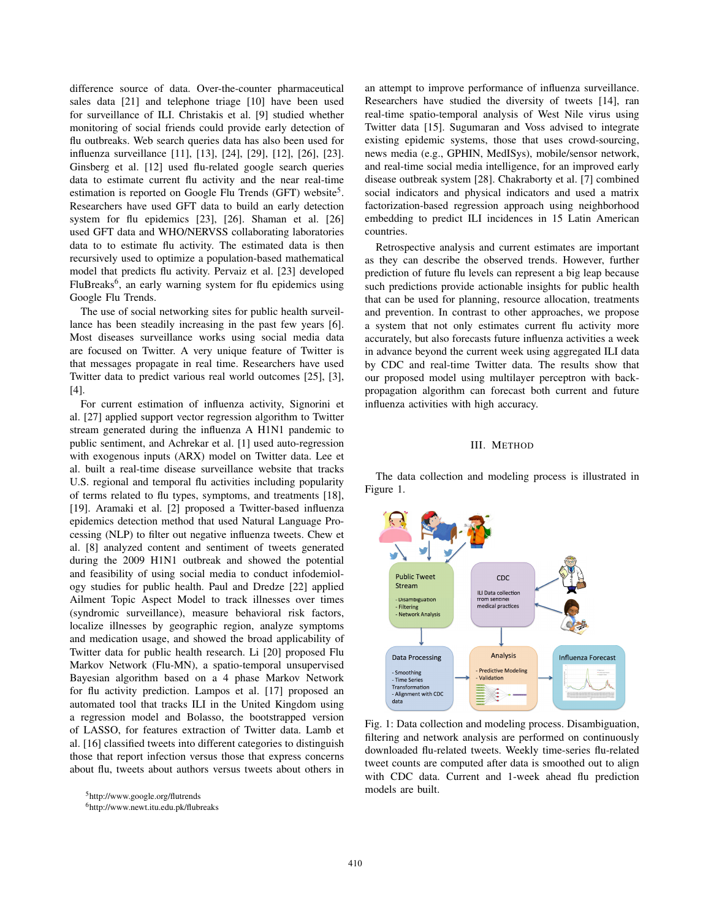difference source of data. Over-the-counter pharmaceutical sales data [21] and telephone triage [10] have been used for surveillance of ILI. Christakis et al. [9] studied whether monitoring of social friends could provide early detection of flu outbreaks. Web search queries data has also been used for influenza surveillance [11], [13], [24], [29], [12], [26], [23]. Ginsberg et al. [12] used flu-related google search queries data to estimate current flu activity and the near real-time estimation is reported on Google Flu Trends (GFT) website[5]. Researchers have used GFT data to build an early detection system for flu epidemics [23], [26]. Shaman et al. [26] used GFT data and WHO/NERVSS collaborating laboratories data to to estimate flu activity. The estimated data is then recursively used to optimize a population-based mathematical model that predicts flu activity. Pervaiz et al. [23] developed FluBreaks[6], an early warning system for flu epidemics using Google Flu Trends.

The use of social networking sites for public health surveillance has been steadily increasing in the past few years [6]. Most diseases surveillance works using social media data are focused on Twitter. A very unique feature of Twitter is that messages propagate in real time. Researchers have used Twitter data to predict various real world outcomes [25], [3], [4].

For current estimation of influenza activity, Signorini et al. [27] applied support vector regression algorithm to Twitter stream generated during the influenza A H1N1 pandemic to public sentiment, and Achrekar et al. [1] used auto-regression with exogenous inputs (ARX) model on Twitter data. Lee et al. built a real-time disease surveillance website that tracks U.S. regional and temporal flu activities including popularity of terms related to flu types, symptoms, and treatments [18], [19]. Aramaki et al. [2] proposed a Twitter-based influenza epidemics detection method that used Natural Language Processing (NLP) to filter out negative influenza tweets. Chew et al. [8] analyzed content and sentiment of tweets generated during the 2009 H1N1 outbreak and showed the potential and feasibility of using social media to conduct infodemiology studies for public health. Paul and Dredze [22] applied Ailment Topic Aspect Model to track illnesses over times (syndromic surveillance), measure behavioral risk factors, localize illnesses by geographic region, analyze symptoms and medication usage, and showed the broad applicability of Twitter data for public health research. Li [20] proposed Flu Markov Network (Flu-MN), a spatio-temporal unsupervised Bayesian algorithm based on a 4 phase Markov Network for flu activity prediction. Lampos et al. [17] proposed an automated tool that tracks ILI in the United Kingdom using a regression model and Bolasso, the bootstrapped version of LASSO, for features extraction of Twitter data. Lamb et al. [16] classified tweets into different categories to distinguish those that report infection versus those that express concerns about flu, tweets about authors versus tweets about others in an attempt to improve performance of influenza surveillance. Researchers have studied the diversity of tweets [14], ran real-time spatio-temporal analysis of West Nile virus using Twitter data [15]. Sugumaran and Voss advised to integrate existing epidemic systems, those that uses crowd-sourcing, news media (e.g., GPHIN, MedISys), mobile/sensor network, and real-time social media intelligence, for an improved early disease outbreak system [28]. Chakraborty et al. [7] combined social indicators and physical indicators and used a matrix factorization-based regression approach using neighborhood embedding to predict ILI incidences in 15 Latin American countries.

Retrospective analysis and current estimates are important as they can describe the observed trends. However, further prediction of future flu levels can represent a big leap because such predictions provide actionable insights for public health that can be used for planning, resource allocation, treatments and prevention. In contrast to other approaches, we propose a system that not only estimates current flu activity more accurately, but also forecasts future influenza activities a week in advance beyond the current week using aggregated ILI data by CDC and real-time Twitter data. The results show that our proposed model using multilayer perceptron with back-propagation algorithm can forecast both current and future influenza activities with high accuracy.

## III. Method

The data collection and modeling process is illustrated in Figure 1.

Fig. 1: Data collection and modeling process. Disambiguation, filtering and network analysis are performed on continuously downloaded flu-related tweets. Weekly time-series flu-related tweet counts are computed after data is smoothed out to align with CDC data. Current and 1-week ahead flu prediction models are built.

[5]http://www.google.org/flutrends

[6]http://www.newt.itu.edu.pk/flubreaks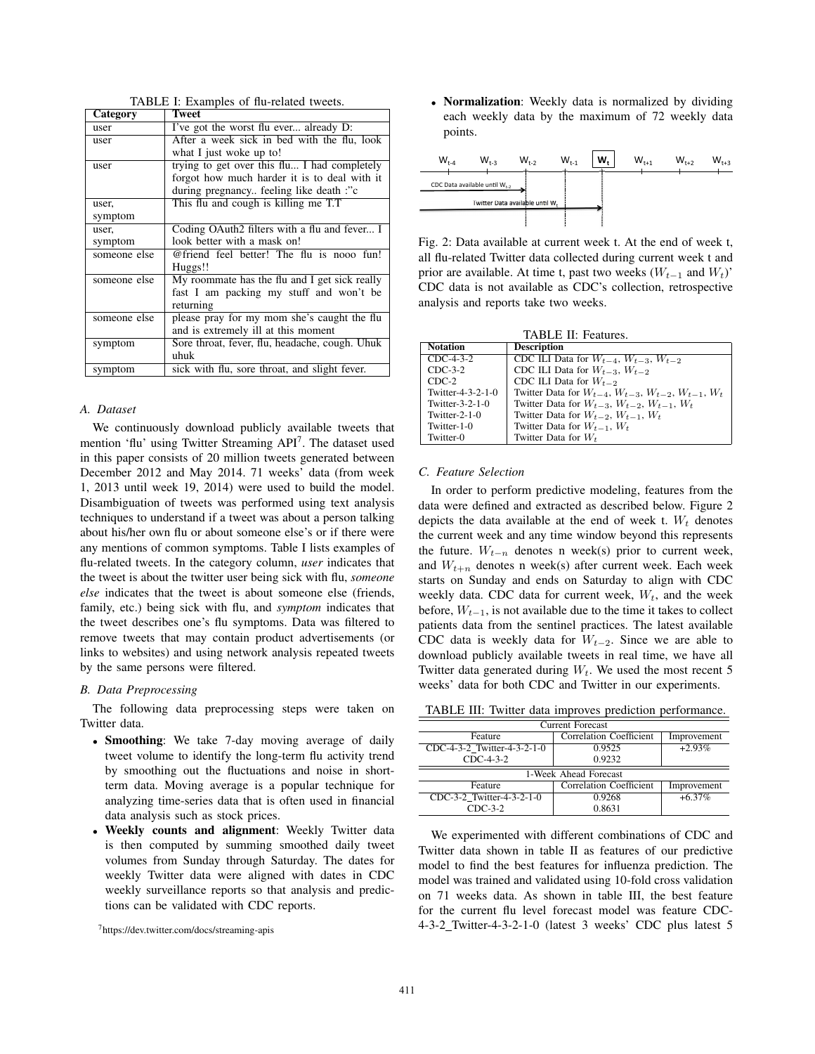TABLE I: Examples of flu-related tweets.

| Category | Tweet |
|---|---|
| user | I've got the worst flu ever... already D: |
| user | After a week sick in bed with the flu, look what I just woke up to! |
| user | trying to get over this flu... I had completely forgot how much harder it is to deal with it during pregnancy.. feeling like death :"c |
| user, symptom | This flu and cough is killing me T.T |
| user, symptom | Coding OAuth2 filters with a flu and fever... I look better with a mask on! |
| someone else | @friend feel better! The flu is nooo fun! Huggs!! |
| someone else | My roommate has the flu and I get sick really fast I am packing my stuff and won't be returning |
| someone else | please pray for my mom she's caught the flu and is extremely ill at this moment |
| symptom | Sore throat, fever, flu, headache, cough. Uhuk uhuk |
| symptom | sick with flu, sore throat, and slight fever. |

### A. Dataset

We continuously download publicly available tweets that mention 'flu' using Twitter Streaming API[7]. The dataset used in this paper consists of 20 million tweets generated between December 2012 and May 2014. 71 weeks' data (from week 1, 2013 until week 19, 2014) were used to build the model. Disambiguation of tweets was performed using text analysis techniques to understand if a tweet was about a person talking about his/her own flu or about someone else's or if there were any mentions of common symptoms. Table I lists examples of flu-related tweets. In the category column, *user* indicates that the tweet is about the twitter user being sick with flu, *someone else* indicates that the tweet is about someone else (friends, family, etc.) being sick with flu, and *symptom* indicates that the tweet describes one's flu symptoms. Data was filtered to remove tweets that may contain product advertisements (or links to websites) and using network analysis repeated tweets by the same persons were filtered.

### B. Data Preprocessing

The following data preprocessing steps were taken on Twitter data.

- **Smoothing**: We take 7-day moving average of daily tweet volume to identify the long-term flu activity trend by smoothing out the fluctuations and noise in short-term data. Moving average is a popular technique for analyzing time-series data that is often used in financial data analysis such as stock prices.
- **Weekly counts and alignment**: Weekly Twitter data is then computed by summing smoothed daily tweet volumes from Sunday through Saturday. The dates for weekly Twitter data were aligned with dates in CDC weekly surveillance reports so that analysis and predictions can be validated with CDC reports.
- **Normalization**: Weekly data is normalized by dividing each weekly data by the maximum of 72 weekly data points.

[7]https://dev.twitter.com/docs/streaming-apis

Fig. 2: Data available at current week t. At the end of week t, all flu-related Twitter data collected during current week t and prior are available. At time t, past two weeks ($W_{t-1}$ and $W_t$)' CDC data is not available as CDC's collection, retrospective analysis and reports take two weeks.

TABLE II: Features.

| Notation | Description |
|---|---|
| CDC-4-3-2 | CDC ILI Data for $W_{t-4}$, $W_{t-3}$, $W_{t-2}$ |
| CDC-3-2 | CDC ILI Data for $W_{t-3}$, $W_{t-2}$ |
| CDC-2 | CDC ILI Data for $W_{t-2}$ |
| Twitter-4-3-2-1-0 | Twitter Data for $W_{t-4}$, $W_{t-3}$, $W_{t-2}$, $W_{t-1}$, $W_t$ |
| Twitter-3-2-1-0 | Twitter Data for $W_{t-3}$, $W_{t-2}$, $W_{t-1}$, $W_t$ |
| Twitter-2-1-0 | Twitter Data for $W_{t-2}$, $W_{t-1}$, $W_t$ |
| Twitter-1-0 | Twitter Data for $W_{t-1}$, $W_t$ |
| Twitter-0 | Twitter Data for $W_t$ |

### C. Feature Selection

In order to perform predictive modeling, features from the data were defined and extracted as described below. Figure 2 depicts the data available at the end of week t. $W_t$ denotes the current week and any time window beyond this represents the future. $W_{t-n}$ denotes n week(s) prior to current week, and $W_{t+n}$ denotes n week(s) after current week. Each week starts on Sunday and ends on Saturday to align with CDC weekly data. CDC data for current week, $W_t$, and the week before, $W_{t-1}$, is not available due to the time it takes to collect patients data from the sentinel practices. The latest available CDC data is weekly data for $W_{t-2}$. Since we are able to download publicly available tweets in real time, we have all Twitter data generated during $W_t$. We used the most recent 5 weeks' data for both CDC and Twitter in our experiments.

TABLE III: Twitter data improves prediction performance.

| Current Forecast | | |
|---|---|---|
| Feature | Correlation Coefficient | Improvement |
| CDC-4-3-2_Twitter-4-3-2-1-0 | 0.9525 | +2.93% |
| CDC-4-3-2 | 0.9232 | |
| **1-Week Ahead Forecast** | | |
| Feature | Correlation Coefficient | Improvement |
| CDC-3-2_Twitter-4-3-2-1-0 | 0.9268 | +6.37% |
| CDC-3-2 | 0.8631 | |

We experimented with different combinations of CDC and Twitter data shown in table II as features of our predictive model to find the best features for influenza prediction. The model was trained and validated using 10-fold cross validation on 71 weeks data. As shown in table III, the best feature for the current flu level forecast model was feature CDC-4-3-2_Twitter-4-3-2-1-0 (latest 3 weeks' CDC plus latest 5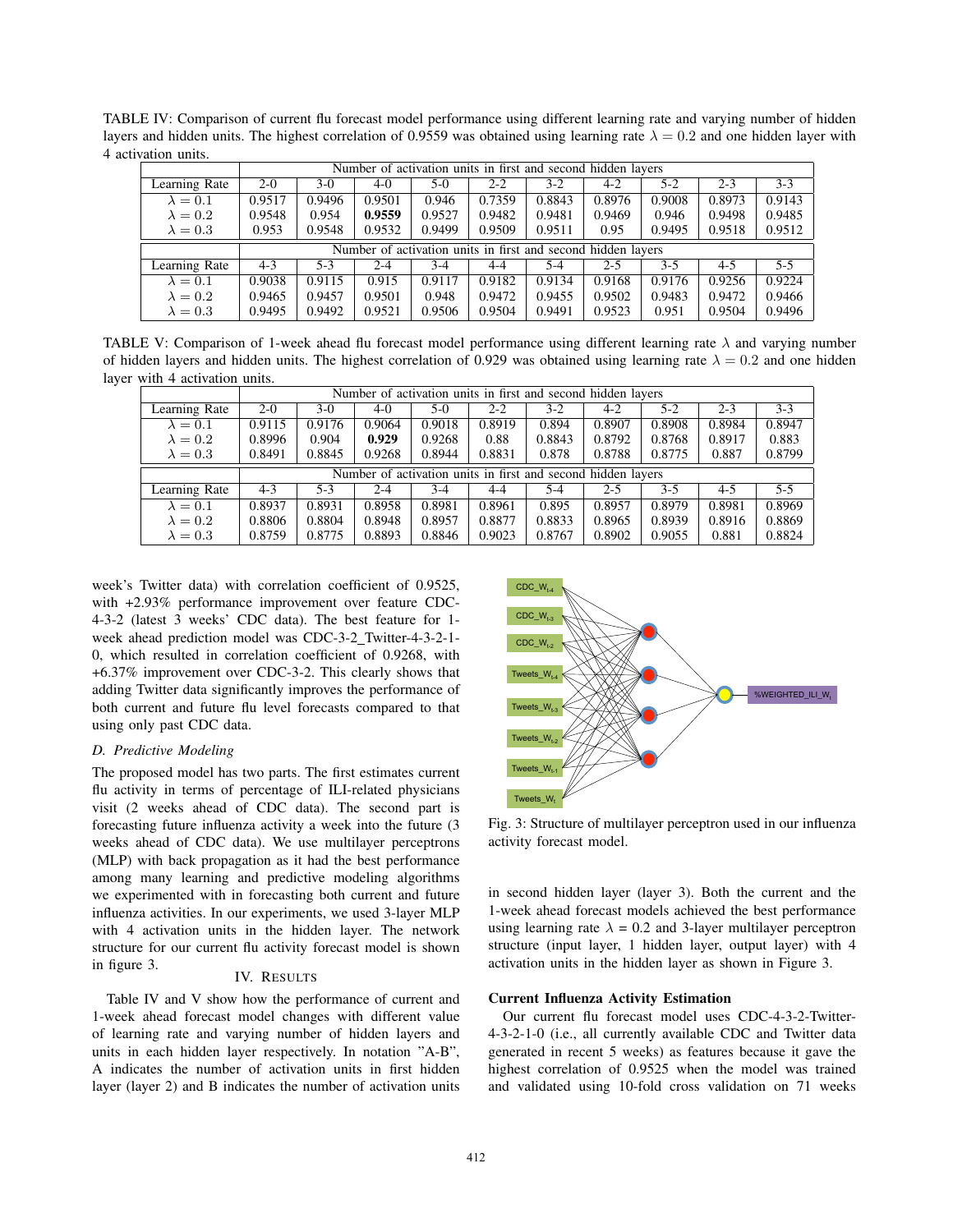TABLE IV: Comparison of current flu forecast model performance using different learning rate and varying number of hidden layers and hidden units. The highest correlation of 0.9559 was obtained using learning rate $\lambda = 0.2$ and one hidden layer with 4 activation units.

| | Number of activation units in first and second hidden layers | | | | | | | | | |
|---|---|---|---|---|---|---|---|---|---|---|
| Learning Rate | 2-0 | 3-0 | 4-0 | 5-0 | 2-2 | 3-2 | 4-2 | 5-2 | 2-3 | 3-3 |
| $\lambda = 0.1$ | 0.9517 | 0.9496 | 0.9501 | 0.946 | 0.7359 | 0.8843 | 0.8976 | 0.9008 | 0.8973 | 0.9143 |
| $\lambda = 0.2$ | 0.9548 | 0.954 | **0.9559** | 0.9527 | 0.9482 | 0.9481 | 0.9469 | 0.946 | 0.9498 | 0.9485 |
| $\lambda = 0.3$ | 0.953 | 0.9548 | 0.9532 | 0.9499 | 0.9509 | 0.9511 | 0.95 | 0.9495 | 0.9518 | 0.9512 |
| | Number of activation units in first and second hidden layers | | | | | | | | | |
| Learning Rate | 4-3 | 5-3 | 2-4 | 3-4 | 4-4 | 5-4 | 2-5 | 3-5 | 4-5 | 5-5 |
| $\lambda = 0.1$ | 0.9038 | 0.9115 | 0.915 | 0.9117 | 0.9182 | 0.9134 | 0.9168 | 0.9176 | 0.9256 | 0.9224 |
| $\lambda = 0.2$ | 0.9465 | 0.9457 | 0.9501 | 0.948 | 0.9472 | 0.9455 | 0.9502 | 0.9483 | 0.9472 | 0.9466 |
| $\lambda = 0.3$ | 0.9495 | 0.9492 | 0.9521 | 0.9506 | 0.9504 | 0.9491 | 0.9523 | 0.951 | 0.9504 | 0.9496 |

TABLE V: Comparison of 1-week ahead flu forecast model performance using different learning rate $\lambda$ and varying number of hidden layers and hidden units. The highest correlation of 0.929 was obtained using learning rate $\lambda = 0.2$ and one hidden layer with 4 activation units.

| | Number of activation units in first and second hidden layers | | | | | | | | | |
|---|---|---|---|---|---|---|---|---|---|---|
| Learning Rate | 2-0 | 3-0 | 4-0 | 5-0 | 2-2 | 3-2 | 4-2 | 5-2 | 2-3 | 3-3 |
| $\lambda = 0.1$ | 0.9115 | 0.9176 | 0.9064 | 0.9018 | 0.8919 | 0.894 | 0.8907 | 0.8908 | 0.8984 | 0.8947 |
| $\lambda = 0.2$ | 0.8996 | 0.904 | **0.929** | 0.9268 | 0.88 | 0.8843 | 0.8792 | 0.8768 | 0.8917 | 0.883 |
| $\lambda = 0.3$ | 0.8491 | 0.8845 | 0.9268 | 0.8944 | 0.8831 | 0.878 | 0.8788 | 0.8775 | 0.887 | 0.8799 |
| | Number of activation units in first and second hidden layers | | | | | | | | | |
| Learning Rate | 4-3 | 5-3 | 2-4 | 3-4 | 4-4 | 5-4 | 2-5 | 3-5 | 4-5 | 5-5 |
| $\lambda = 0.1$ | 0.8937 | 0.8931 | 0.8958 | 0.8981 | 0.8961 | 0.895 | 0.8957 | 0.8979 | 0.8981 | 0.8969 |
| $\lambda = 0.2$ | 0.8806 | 0.8804 | 0.8948 | 0.8957 | 0.8877 | 0.8833 | 0.8965 | 0.8939 | 0.8916 | 0.8869 |
| $\lambda = 0.3$ | 0.8759 | 0.8775 | 0.8893 | 0.8846 | 0.9023 | 0.8767 | 0.8902 | 0.9055 | 0.881 | 0.8824 |

week's Twitter data) with correlation coefficient of 0.9525, with +2.93% performance improvement over feature CDC-4-3-2 (latest 3 weeks' CDC data). The best feature for 1-week ahead prediction model was CDC-3-2_Twitter-4-3-2-1-0, which resulted in correlation coefficient of 0.9268, with +6.37% improvement over CDC-3-2. This clearly shows that adding Twitter data significantly improves the performance of both current and future flu level forecasts compared to that using only past CDC data.

### D. Predictive Modeling

The proposed model has two parts. The first estimates current flu activity in terms of percentage of ILI-related physicians visit (2 weeks ahead of CDC data). The second part is forecasting future influenza activity a week into the future (3 weeks ahead of CDC data). We use multilayer perceptrons (MLP) with back propagation as it had the best performance among many learning and predictive modeling algorithms we experimented with in forecasting both current and future influenza activities. In our experiments, we used 3-layer MLP with 4 activation units in the hidden layer. The network structure for our current flu activity forecast model is shown in figure 3.

Fig. 3: Structure of multilayer perceptron used in our influenza activity forecast model.

## IV. Results

Table IV and V show how the performance of current and 1-week ahead forecast model changes with different value of learning rate and varying number of hidden layers and units in each hidden layer respectively. In notation "A-B", A indicates the number of activation units in first hidden layer (layer 2) and B indicates the number of activation units in second hidden layer (layer 3). Both the current and the 1-week ahead forecast models achieved the best performance using learning rate $\lambda$ = 0.2 and 3-layer multilayer perceptron structure (input layer, 1 hidden layer, output layer) with 4 activation units in the hidden layer as shown in Figure 3.

**Current Influenza Activity Estimation**

Our current flu forecast model uses CDC-4-3-2-Twitter-4-3-2-1-0 (i.e., all currently available CDC and Twitter data generated in recent 5 weeks) as features because it gave the highest correlation of 0.9525 when the model was trained and validated using 10-fold cross validation on 71 weeks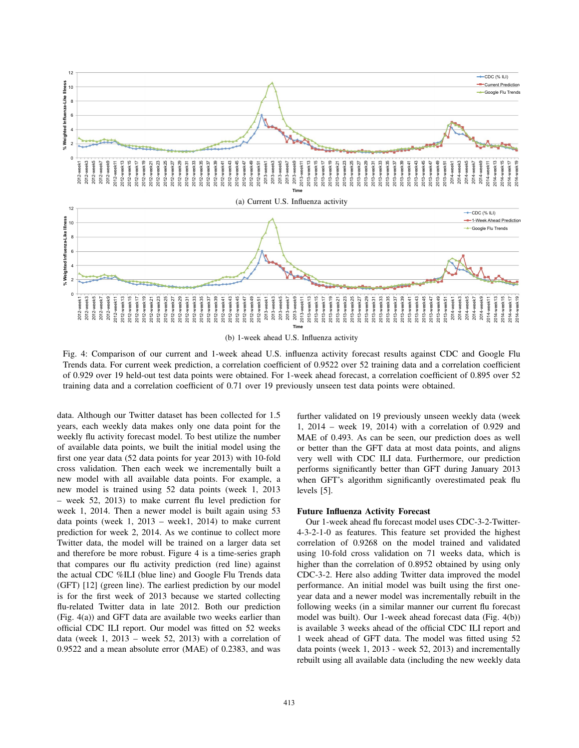(a) Current U.S. Influenza activity

(b) 1-week ahead U.S. Influenza activity

Fig. 4: Comparison of our current and 1-week ahead U.S. influenza activity forecast results against CDC and Google Flu Trends data. For current week prediction, a correlation coefficient of 0.9522 over 52 training data and a correlation coefficient of 0.929 over 19 held-out test data points were obtained. For 1-week ahead forecast, a correlation coefficient of 0.895 over 52 training data and a correlation coefficient of 0.71 over 19 previously unseen test data points were obtained.

data. Although our Twitter dataset has been collected for 1.5 years, each weekly data makes only one data point for the weekly flu activity forecast model. To best utilize the number of available data points, we built the initial model using the first one year data (52 data points for year 2013) with 10-fold cross validation. Then each week we incrementally built a new model with all available data points. For example, a new model is trained using 52 data points (week 1, 2013 – week 52, 2013) to make current flu level prediction for week 1, 2014. Then a newer model is built again using 53 data points (week 1, 2013 – week1, 2014) to make current prediction for week 2, 2014. As we continue to collect more Twitter data, the model will be trained on a larger data set and therefore be more robust. Figure 4 is a time-series graph that compares our flu activity prediction (red line) against the actual CDC %ILI (blue line) and Google Flu Trends data (GFT) [12] (green line). The earliest prediction by our model is for the first week of 2013 because we started collecting flu-related Twitter data in late 2012. Both our prediction (Fig. 4(a)) and GFT data are available two weeks earlier than official CDC ILI report. Our model was fitted on 52 weeks data (week 1, 2013 – week 52, 2013) with a correlation of 0.9522 and a mean absolute error (MAE) of 0.2383, and was further validated on 19 previously unseen weekly data (week 1, 2014 – week 19, 2014) with a correlation of 0.929 and MAE of 0.493. As can be seen, our prediction does as well or better than the GFT data at most data points, and aligns very well with CDC ILI data. Furthermore, our prediction performs significantly better than GFT during January 2013 when GFT's algorithm significantly overestimated peak flu levels [5].

**Future Influenza Activity Forecast**

Our 1-week ahead flu forecast model uses CDC-3-2-Twitter-4-3-2-1-0 as features. This feature set provided the highest correlation of 0.9268 on the model trained and validated using 10-fold cross validation on 71 weeks data, which is higher than the correlation of 0.8952 obtained by using only CDC-3-2. Here also adding Twitter data improved the model performance. An initial model was built using the first one-year data and a newer model was incrementally rebuilt in the following weeks (in a similar manner our current flu forecast model was built). Our 1-week ahead forecast data (Fig. 4(b)) is available 3 weeks ahead of the official CDC ILI report and 1 week ahead of GFT data. The model was fitted using 52 data points (week 1, 2013 - week 52, 2013) and incrementally rebuilt using all available data (including the new weekly data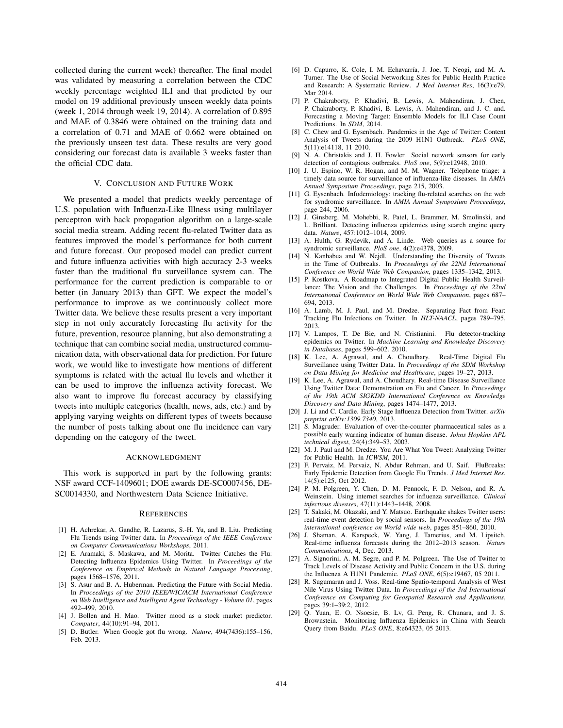collected during the current week) thereafter. The final model was validated by measuring a correlation between the CDC weekly percentage weighted ILI and that predicted by our model on 19 additional previously unseen weekly data points (week 1, 2014 through week 19, 2014). A correlation of 0.895 and MAE of 0.3846 were obtained on the training data and a correlation of 0.71 and MAE of 0.662 were obtained on the previously unseen test data. These results are very good considering our forecast data is available 3 weeks faster than the official CDC data.

## V. Conclusion and Future Work

We presented a model that predicts weekly percentage of U.S. population with Influenza-Like Illness using multilayer perceptron with back propagation algorithm on a large-scale social media stream. Adding recent flu-related Twitter data as features improved the model's performance for both current and future forecast. Our proposed model can predict current and future influenza activities with high accuracy 2-3 weeks faster than the traditional flu surveillance system can. The performance for the current prediction is comparable to or better (in January 2013) than GFT. We expect the model's performance to improve as we continuously collect more Twitter data. We believe these results present a very important step in not only accurately forecasting flu activity for the future, prevention, resource planning, but also demonstrating a technique that can combine social media, unstructured communication data, with observational data for prediction. For future work, we would like to investigate how mentions of different symptoms is related with the actual flu levels and whether it can be used to improve the influenza activity forecast. We also want to improve flu forecast accuracy by classifying tweets into multiple categories (health, news, ads, etc.) and by applying varying weights on different types of tweets because the number of posts talking about one flu incidence can vary depending on the category of the tweet.

## Acknowledgment

This work is supported in part by the following grants: NSF award CCF-1409601; DOE awards DE-SC0007456, DE-SC0014330, and Northwestern Data Science Initiative.

## References

[1] H. Achrekar, A. Gandhe, R. Lazarus, S.-H. Yu, and B. Liu. Predicting Flu Trends using Twitter data. In *Proceedings of the IEEE Conference on Computer Communications Workshops*, 2011.

[2] E. Aramaki, S. Maskawa, and M. Morita. Twitter Catches the Flu: Detecting Influenza Epidemics Using Twitter. In *Proceedings of the Conference on Empirical Methods in Natural Language Processing*, pages 1568–1576, 2011.

[3] S. Asur and B. A. Huberman. Predicting the Future with Social Media. In *Proceedings of the 2010 IEEE/WIC/ACM International Conference on Web Intelligence and Intelligent Agent Technology - Volume 01*, pages 492–499, 2010.

[4] J. Bollen and H. Mao. Twitter mood as a stock market predictor. *Computer*, 44(10):91–94, 2011.

[5] D. Butler. When Google got flu wrong. *Nature*, 494(7436):155–156, Feb. 2013.

[6] D. Capurro, K. Cole, I. M. Echavarría, J. Joe, T. Neogi, and M. A. Turner. The Use of Social Networking Sites for Public Health Practice and Research: A Systematic Review. *J Med Internet Res*, 16(3):e79, Mar 2014.

[7] P. Chakraborty, P. Khadivi, B. Lewis, A. Mahendiran, J. Chen, P. Chakraborty, P. Khadivi, B. Lewis, A. Mahendiran, and J. C. and. Forecasting a Moving Target: Ensemble Models for ILI Case Count Predictions. In *SDM*, 2014.

[8] C. Chew and G. Eysenbach. Pandemics in the Age of Twitter: Content Analysis of Tweets during the 2009 H1N1 Outbreak. *PLoS ONE*, 5(11):e14118, 11 2010.

[9] N. A. Christakis and J. H. Fowler. Social network sensors for early detection of contagious outbreaks. *PloS one*, 5(9):e12948, 2010.

[10] J. U. Espino, W. R. Hogan, and M. M. Wagner. Telephone triage: a timely data source for surveillance of influenza-like diseases. In *AMIA Annual Symposium Proceedings*, page 215, 2003.

[11] G. Eysenbach. Infodemiology: tracking flu-related searches on the web for syndromic surveillance. In *AMIA Annual Symposium Proceedings*, page 244, 2006.

[12] J. Ginsberg, M. Mohebbi, R. Patel, L. Brammer, M. Smolinski, and L. Brilliant. Detecting influenza epidemics using search engine query data. *Nature*, 457:1012–1014, 2009.

[13] A. Hulth, G. Rydevik, and A. Linde. Web queries as a source for syndromic surveillance. *PloS one*, 4(2):e4378, 2009.

[14] N. Kanhabua and W. Nejdl. Understanding the Diversity of Tweets in the Time of Outbreaks. In *Proceedings of the 22Nd International Conference on World Wide Web Companion*, pages 1335–1342, 2013.

[15] P. Kostkova. A Roadmap to Integrated Digital Public Health Surveillance: The Vision and the Challenges. In *Proceedings of the 22nd International Conference on World Wide Web Companion*, pages 687–694, 2013.

[16] A. Lamb, M. J. Paul, and M. Dredze. Separating Fact from Fear: Tracking Flu Infections on Twitter. In *HLT-NAACL*, pages 789–795, 2013.

[17] V. Lampos, T. De Bie, and N. Cristianini. Flu detector-tracking epidemics on Twitter. In *Machine Learning and Knowledge Discovery in Databases*, pages 599–602. 2010.

[18] K. Lee, A. Agrawal, and A. Choudhary. Real-Time Digital Flu Surveillance using Twitter Data. In *Proceedings of the SDM Workshop on Data Mining for Medicine and Healthcare*, pages 19–27, 2013.

[19] K. Lee, A. Agrawal, and A. Choudhary. Real-time Disease Surveillance Using Twitter Data: Demonstration on Flu and Cancer. In *Proceedings of the 19th ACM SIGKDD International Conference on Knowledge Discovery and Data Mining*, pages 1474–1477, 2013.

[20] J. Li and C. Cardie. Early Stage Influenza Detection from Twitter. *arXiv preprint arXiv:1309.7340*, 2013.

[21] S. Magruder. Evaluation of over-the-counter pharmaceutical sales as a possible early warning indicator of human disease. *Johns Hopkins APL technical digest*, 24(4):349–53, 2003.

[22] M. J. Paul and M. Dredze. You Are What You Tweet: Analyzing Twitter for Public Health. In *ICWSM*, 2011.

[23] F. Pervaiz, M. Pervaiz, N. Abdur Rehman, and U. Saif. FluBreaks: Early Epidemic Detection from Google Flu Trends. *J Med Internet Res*, 14(5):e125, Oct 2012.

[24] P. M. Polgreen, Y. Chen, D. M. Pennock, F. D. Nelson, and R. A. Weinstein. Using internet searches for influenza surveillance. *Clinical infectious diseases*, 47(11):1443–1448, 2008.

[25] T. Sakaki, M. Okazaki, and Y. Matsuo. Earthquake shakes Twitter users: real-time event detection by social sensors. In *Proceedings of the 19th international conference on World wide web*, pages 851–860, 2010.

[26] J. Shaman, A. Karspeck, W. Yang, J. Tamerius, and M. Lipsitch. Real-time influenza forecasts during the 2012–2013 season. *Nature Communications*, 4, Dec. 2013.

[27] A. Signorini, A. M. Segre, and P. M. Polgreen. The Use of Twitter to Track Levels of Disease Activity and Public Concern in the U.S. during the Influenza A H1N1 Pandemic. *PLoS ONE*, 6(5):e19467, 05 2011.

[28] R. Sugumaran and J. Voss. Real-time Spatio-temporal Analysis of West Nile Virus Using Twitter Data. In *Proceedings of the 3rd International Conference on Computing for Geospatial Research and Applications*, pages 39:1–39:2, 2012.

[29] Q. Yuan, E. O. Nsoesie, B. Lv, G. Peng, R. Chunara, and J. S. Brownstein. Monitoring Influenza Epidemics in China with Search Query from Baidu. *PLoS ONE*, 8:e64323, 05 2013.